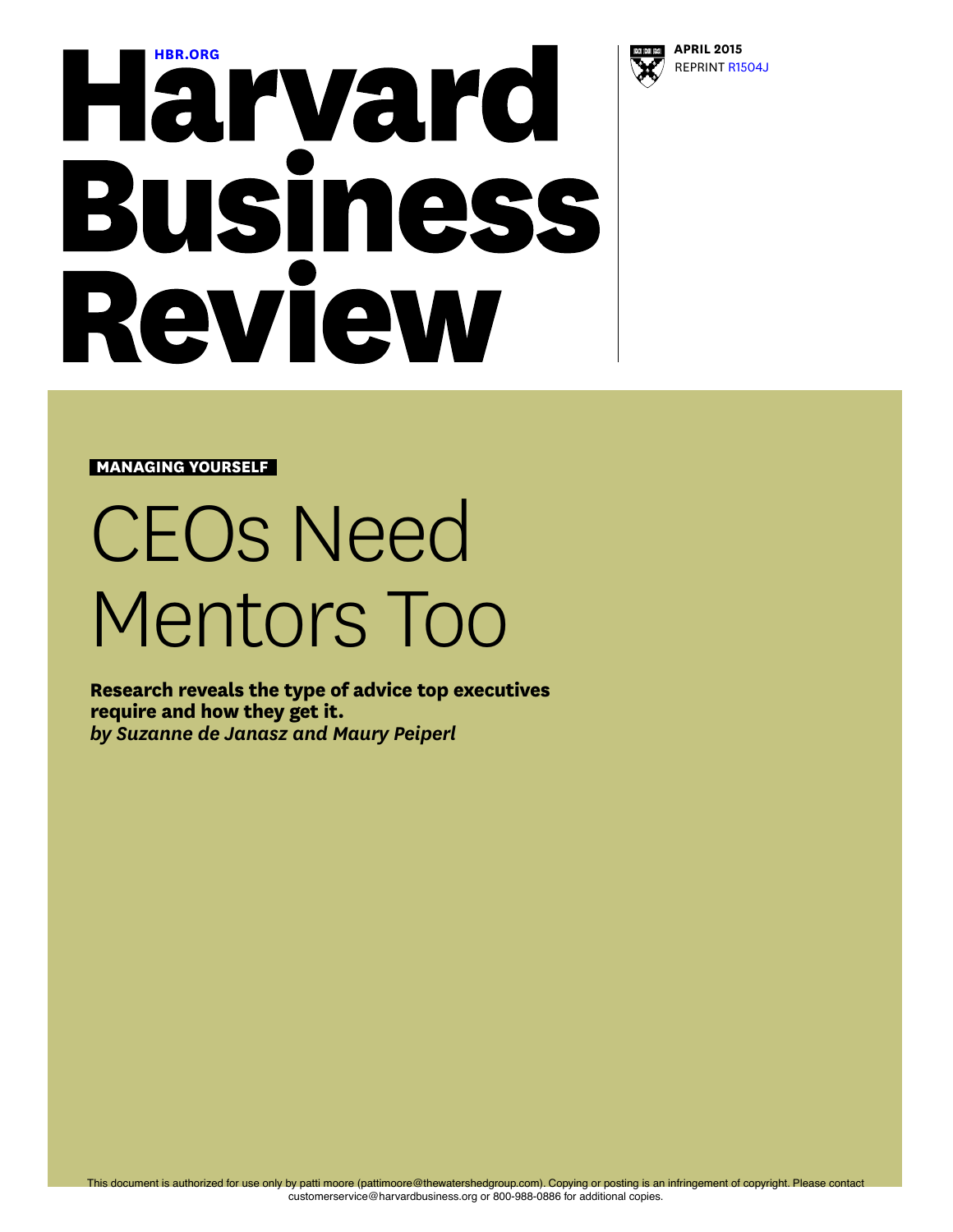HBR.ORG

# Harvard Business Review

**APRIL 2015**
REPRINT R1504J

**MANAGING YOURSELF**

## CEOs Need Mentors Too

**Research reveals the type of advice top executives require and how they get it.**
***by Suzanne de Janasz and Maury Peiperl***

This document is authorized for use only by patti moore (pattimoore@thewatershedgroup.com). Copying or posting is an infringement of copyright. Please contact customerservice@harvardbusiness.org or 800-988-0886 for additional copies.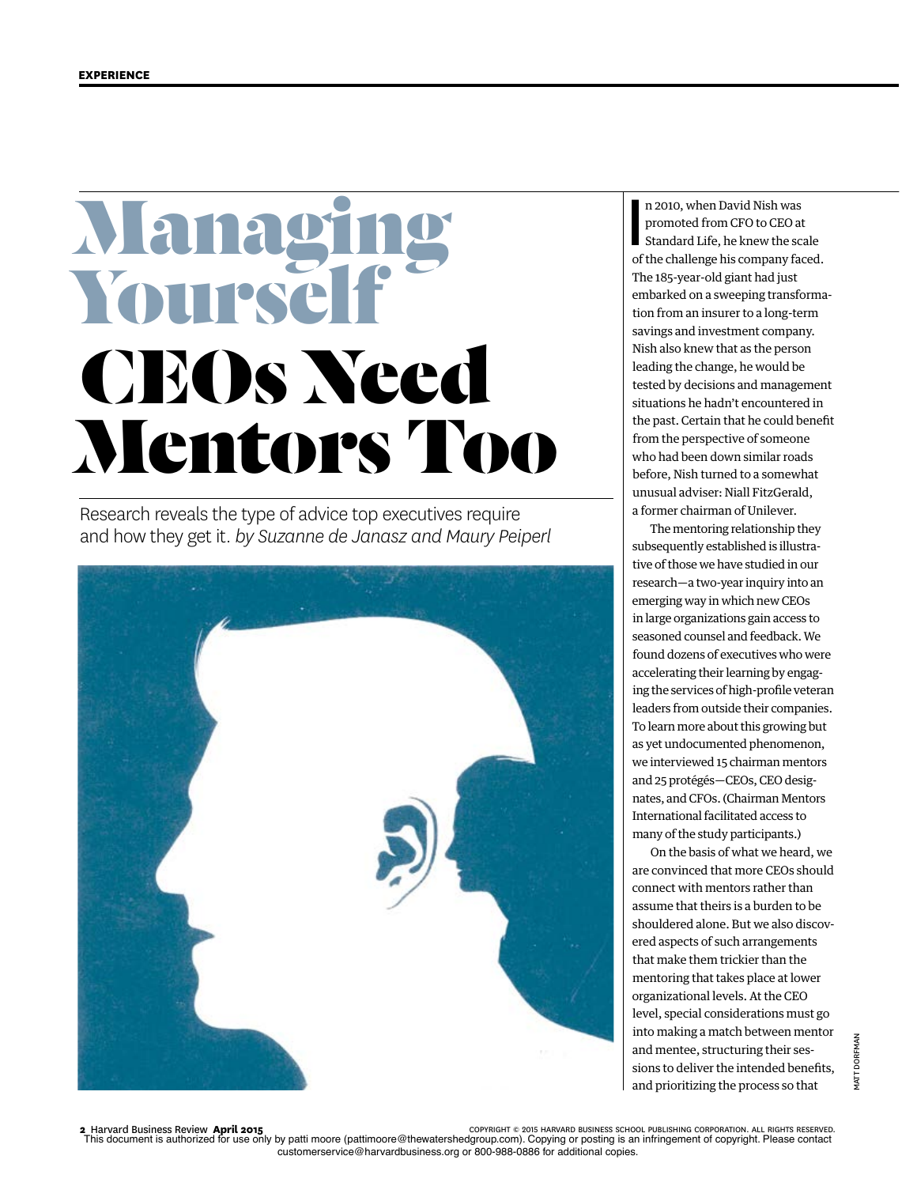EXPERIENCE

# Managing Yourself

# CEOs Need Mentors Too

Research reveals the type of advice top executives require and how they get it. *by Suzanne de Janasz and Maury Peiperl*

In 2010, when David Nish was promoted from CFO to CEO at Standard Life, he knew the scale of the challenge his company faced. The 185-year-old giant had just embarked on a sweeping transformation from an insurer to a long-term savings and investment company. Nish also knew that as the person leading the change, he would be tested by decisions and management situations he hadn't encountered in the past. Certain that he could benefit from the perspective of someone who had been down similar roads before, Nish turned to a somewhat unusual adviser: Niall FitzGerald, a former chairman of Unilever.

The mentoring relationship they subsequently established is illustrative of those we have studied in our research—a two-year inquiry into an emerging way in which new CEOs in large organizations gain access to seasoned counsel and feedback. We found dozens of executives who were accelerating their learning by engaging the services of high-profile veteran leaders from outside their companies. To learn more about this growing but as yet undocumented phenomenon, we interviewed 15 chairman mentors and 25 protégés—CEOs, CEO designates, and CFOs. (Chairman Mentors International facilitated access to many of the study participants.)

On the basis of what we heard, we are convinced that more CEOs should connect with mentors rather than assume that theirs is a burden to be shouldered alone. But we also discovered aspects of such arrangements that make them trickier than the mentoring that takes place at lower organizational levels. At the CEO level, special considerations must go into making a match between mentor and mentee, structuring their sessions to deliver the intended benefits, and prioritizing the process so that

MATT DORFMAN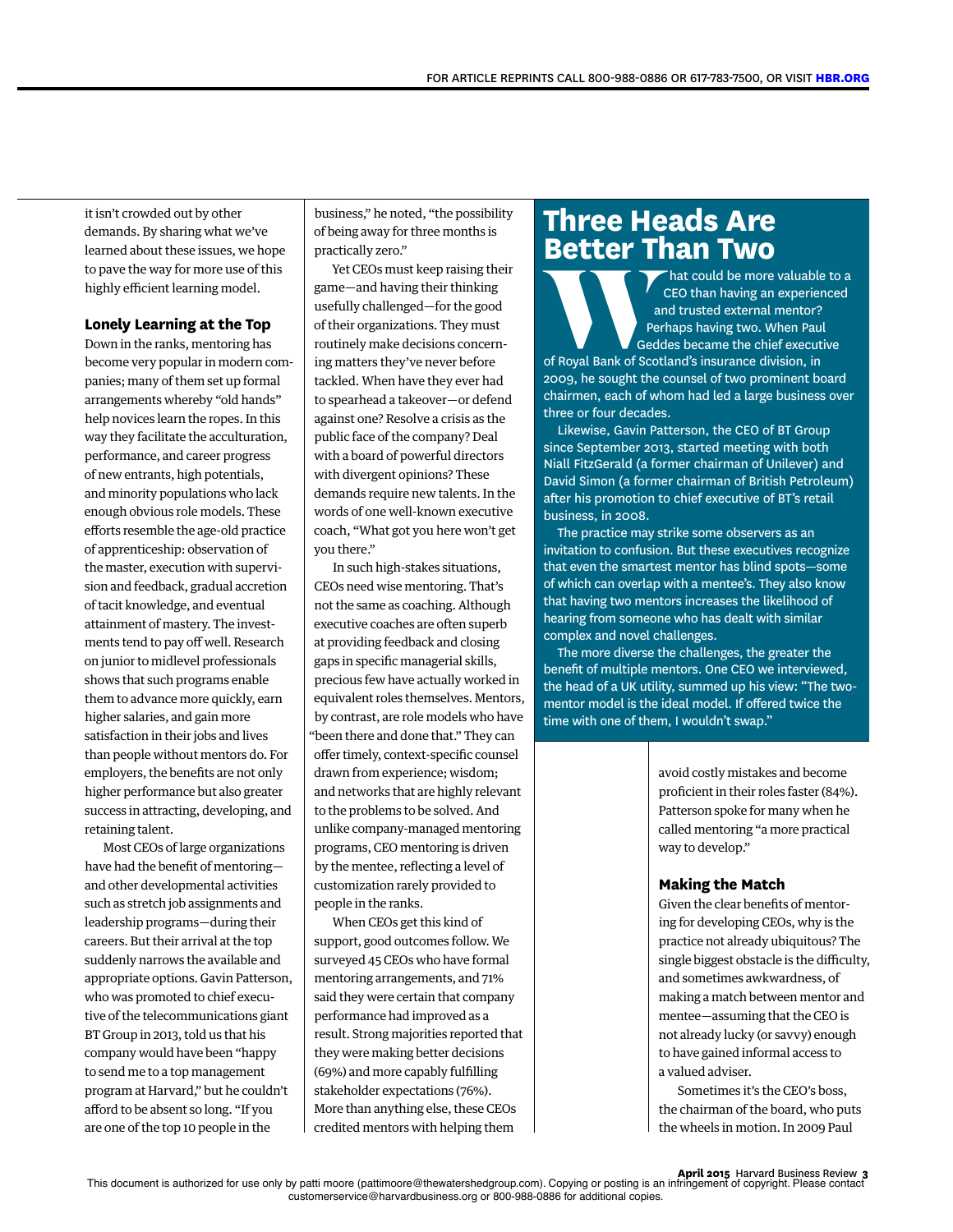it isn't crowded out by other demands. By sharing what we've learned about these issues, we hope to pave the way for more use of this highly efficient learning model.

### Lonely Learning at the Top

Down in the ranks, mentoring has become very popular in modern companies; many of them set up formal arrangements whereby "old hands" help novices learn the ropes. In this way they facilitate the acculturation, performance, and career progress of new entrants, high potentials, and minority populations who lack enough obvious role models. These efforts resemble the age-old practice of apprenticeship: observation of the master, execution with supervision and feedback, gradual accretion of tacit knowledge, and eventual attainment of mastery. The investments tend to pay off well. Research on junior to midlevel professionals shows that such programs enable them to advance more quickly, earn higher salaries, and gain more satisfaction in their jobs and lives than people without mentors do. For employers, the benefits are not only higher performance but also greater success in attracting, developing, and retaining talent.

Most CEOs of large organizations have had the benefit of mentoring—and other developmental activities such as stretch job assignments and leadership programs—during their careers. But their arrival at the top suddenly narrows the available and appropriate options. Gavin Patterson, who was promoted to chief executive of the telecommunications giant BT Group in 2013, told us that his company would have been "happy to send me to a top management program at Harvard," but he couldn't afford to be absent so long. "If you are one of the top 10 people in the business," he noted, "the possibility of being away for three months is practically zero."

Yet CEOs must keep raising their game—and having their thinking usefully challenged—for the good of their organizations. They must routinely make decisions concerning matters they've never before tackled. When have they ever had to spearhead a takeover—or defend against one? Resolve a crisis as the public face of the company? Deal with a board of powerful directors with divergent opinions? These demands require new talents. In the words of one well-known executive coach, "What got you here won't get you there."

In such high-stakes situations, CEOs need wise mentoring. That's not the same as coaching. Although executive coaches are often superb at providing feedback and closing gaps in specific managerial skills, precious few have actually worked in equivalent roles themselves. Mentors, by contrast, are role models who have "been there and done that." They can offer timely, context-specific counsel drawn from experience; wisdom; and networks that are highly relevant to the problems to be solved. And unlike company-managed mentoring programs, CEO mentoring is driven by the mentee, reflecting a level of customization rarely provided to people in the ranks.

When CEOs get this kind of support, good outcomes follow. We surveyed 45 CEOs who have formal mentoring arrangements, and 71% said they were certain that company performance had improved as a result. Strong majorities reported that they were making better decisions (69%) and more capably fulfilling stakeholder expectations (76%). More than anything else, these CEOs credited mentors with helping them avoid costly mistakes and become proficient in their roles faster (84%). Patterson spoke for many when he called mentoring "a more practical way to develop."

## Three Heads Are Better Than Two

What could be more valuable to a CEO than having an experienced and trusted external mentor? Perhaps having two. When Paul Geddes became the chief executive of Royal Bank of Scotland's insurance division, in 2009, he sought the counsel of two prominent board chairmen, each of whom had led a large business over three or four decades.

Likewise, Gavin Patterson, the CEO of BT Group since September 2013, started meeting with both Niall FitzGerald (a former chairman of Unilever) and David Simon (a former chairman of British Petroleum) after his promotion to chief executive of BT's retail business, in 2008.

The practice may strike some observers as an invitation to confusion. But these executives recognize that even the smartest mentor has blind spots—some of which can overlap with a mentee's. They also know that having two mentors increases the likelihood of hearing from someone who has dealt with similar complex and novel challenges.

The more diverse the challenges, the greater the benefit of multiple mentors. One CEO we interviewed, the head of a UK utility, summed up his view: "The two-mentor model is the ideal model. If offered twice the time with one of them, I wouldn't swap."

### Making the Match

Given the clear benefits of mentoring for developing CEOs, why is the practice not already ubiquitous? The single biggest obstacle is the difficulty, and sometimes awkwardness, of making a match between mentor and mentee—assuming that the CEO is not already lucky (or savvy) enough to have gained informal access to a valued adviser.

Sometimes it's the CEO's boss, the chairman of the board, who puts the wheels in motion. In 2009 Paul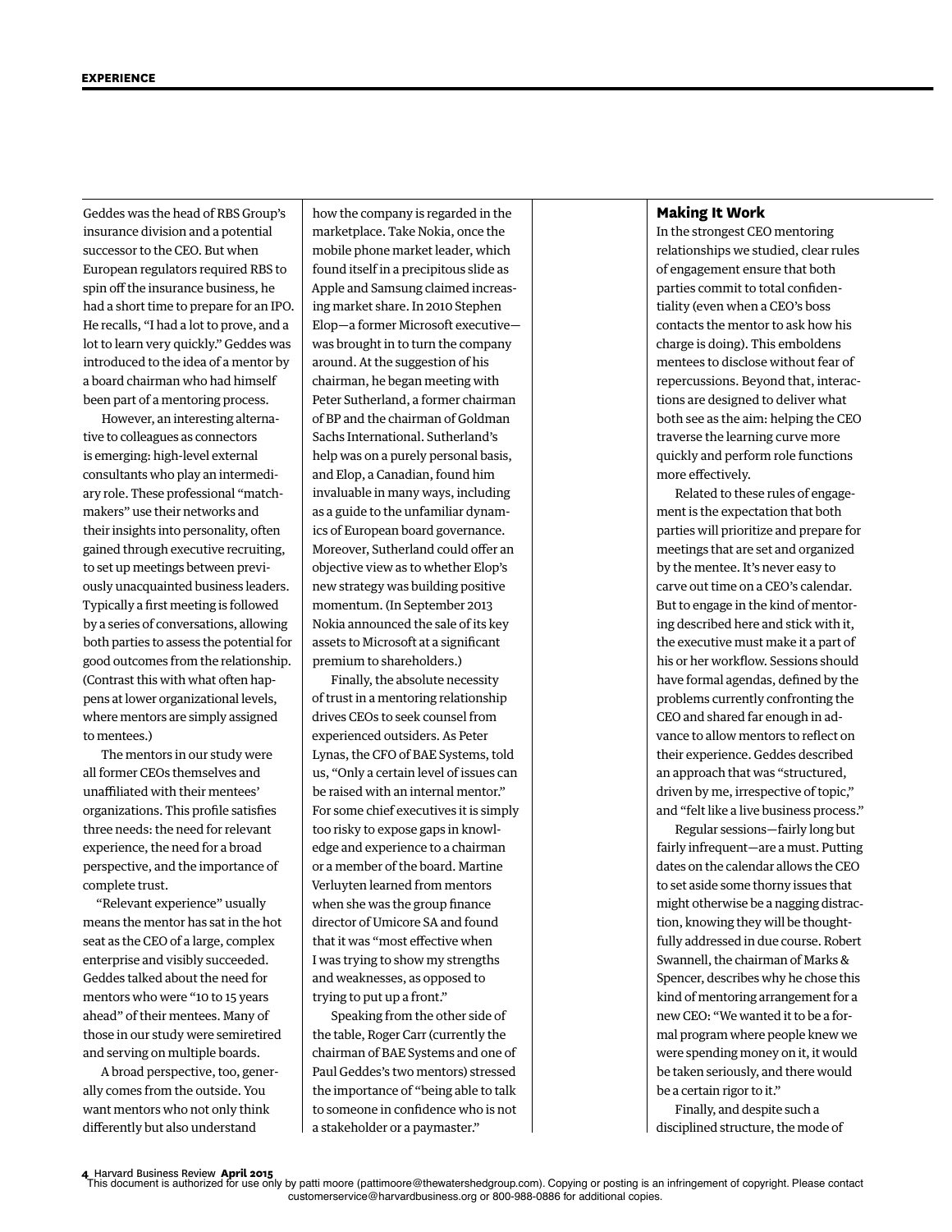Geddes was the head of RBS Group's insurance division and a potential successor to the CEO. But when European regulators required RBS to spin off the insurance business, he had a short time to prepare for an IPO. He recalls, "I had a lot to prove, and a lot to learn very quickly." Geddes was introduced to the idea of a mentor by a board chairman who had himself been part of a mentoring process.

However, an interesting alternative to colleagues as connectors is emerging: high-level external consultants who play an intermediary role. These professional "matchmakers" use their networks and their insights into personality, often gained through executive recruiting, to set up meetings between previously unacquainted business leaders. Typically a first meeting is followed by a series of conversations, allowing both parties to assess the potential for good outcomes from the relationship. (Contrast this with what often happens at lower organizational levels, where mentors are simply assigned to mentees.)

The mentors in our study were all former CEOs themselves and unaffiliated with their mentees' organizations. This profile satisfies three needs: the need for relevant experience, the need for a broad perspective, and the importance of complete trust.

"Relevant experience" usually means the mentor has sat in the hot seat as the CEO of a large, complex enterprise and visibly succeeded. Geddes talked about the need for mentors who were "10 to 15 years ahead" of their mentees. Many of those in our study were semiretired and serving on multiple boards.

A broad perspective, too, generally comes from the outside. You want mentors who not only think differently but also understand how the company is regarded in the marketplace. Take Nokia, once the mobile phone market leader, which found itself in a precipitous slide as Apple and Samsung claimed increasing market share. In 2010 Stephen Elop—a former Microsoft executive—was brought in to turn the company around. At the suggestion of his chairman, he began meeting with Peter Sutherland, a former chairman of BP and the chairman of Goldman Sachs International. Sutherland's help was on a purely personal basis, and Elop, a Canadian, found him invaluable in many ways, including as a guide to the unfamiliar dynamics of European board governance. Moreover, Sutherland could offer an objective view as to whether Elop's new strategy was building positive momentum. (In September 2013 Nokia announced the sale of its key assets to Microsoft at a significant premium to shareholders.)

Finally, the absolute necessity of trust in a mentoring relationship drives CEOs to seek counsel from experienced outsiders. As Peter Lynas, the CFO of BAE Systems, told us, "Only a certain level of issues can be raised with an internal mentor." For some chief executives it is simply too risky to expose gaps in knowledge and experience to a chairman or a member of the board. Martine Verluyten learned from mentors when she was the group finance director of Umicore SA and found that it was "most effective when I was trying to show my strengths and weaknesses, as opposed to trying to put up a front."

Speaking from the other side of the table, Roger Carr (currently the chairman of BAE Systems and one of Paul Geddes's two mentors) stressed the importance of "being able to talk to someone in confidence who is not a stakeholder or a paymaster."

## Making It Work

In the strongest CEO mentoring relationships we studied, clear rules of engagement ensure that both parties commit to total confidentiality (even when a CEO's boss contacts the mentor to ask how his charge is doing). This emboldens mentees to disclose without fear of repercussions. Beyond that, interactions are designed to deliver what both see as the aim: helping the CEO traverse the learning curve more quickly and perform role functions more effectively.

Related to these rules of engagement is the expectation that both parties will prioritize and prepare for meetings that are set and organized by the mentee. It's never easy to carve out time on a CEO's calendar. But to engage in the kind of mentoring described here and stick with it, the executive must make it a part of his or her workflow. Sessions should have formal agendas, defined by the problems currently confronting the CEO and shared far enough in advance to allow mentors to reflect on their experience. Geddes described an approach that was "structured, driven by me, irrespective of topic," and "felt like a live business process."

Regular sessions—fairly long but fairly infrequent—are a must. Putting dates on the calendar allows the CEO to set aside some thorny issues that might otherwise be a nagging distraction, knowing they will be thoughtfully addressed in due course. Robert Swannell, the chairman of Marks & Spencer, describes why he chose this kind of mentoring arrangement for a new CEO: "We wanted it to be a formal program where people knew we were spending money on it, it would be taken seriously, and there would be a certain rigor to it."

Finally, and despite such a disciplined structure, the mode of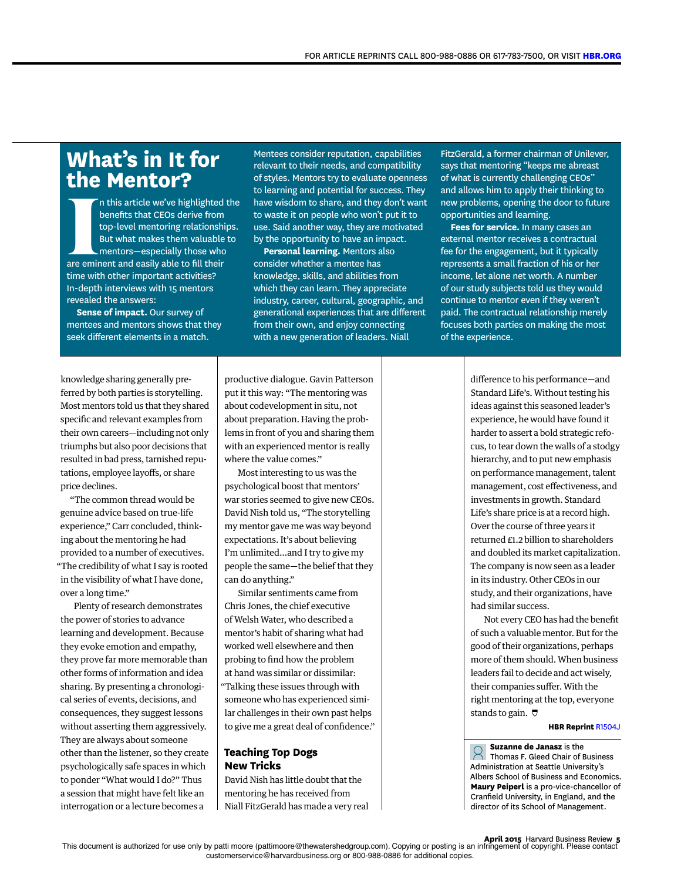## What's in It for the Mentor?

In this article we've highlighted the benefits that CEOs derive from top-level mentoring relationships. But what makes them valuable to mentors—especially those who are eminent and easily able to fill their time with other important activities? In-depth interviews with 15 mentors revealed the answers:

**Sense of impact.** Our survey of mentees and mentors shows that they seek different elements in a match. Mentees consider reputation, capabilities relevant to their needs, and compatibility of styles. Mentors try to evaluate openness to learning and potential for success. They have wisdom to share, and they don't want to waste it on people who won't put it to use. Said another way, they are motivated by the opportunity to have an impact.

**Personal learning.** Mentors also consider whether a mentee has knowledge, skills, and abilities from which they can learn. They appreciate industry, career, cultural, geographic, and generational experiences that are different from their own, and enjoy connecting with a new generation of leaders. Niall FitzGerald, a former chairman of Unilever, says that mentoring "keeps me abreast of what is currently challenging CEOs" and allows him to apply their thinking to new problems, opening the door to future opportunities and learning.

**Fees for service.** In many cases an external mentor receives a contractual fee for the engagement, but it typically represents a small fraction of his or her income, let alone net worth. A number of our study subjects told us they would continue to mentor even if they weren't paid. The contractual relationship merely focuses both parties on making the most of the experience.

knowledge sharing generally preferred by both parties is storytelling. Most mentors told us that they shared specific and relevant examples from their own careers—including not only triumphs but also poor decisions that resulted in bad press, tarnished reputations, employee layoffs, or share price declines.

"The common thread would be genuine advice based on true-life experience," Carr concluded, thinking about the mentoring he had provided to a number of executives. "The credibility of what I say is rooted in the visibility of what I have done, over a long time."

Plenty of research demonstrates the power of stories to advance learning and development. Because they evoke emotion and empathy, they prove far more memorable than other forms of information and idea sharing. By presenting a chronological series of events, decisions, and consequences, they suggest lessons without asserting them aggressively. They are always about someone other than the listener, so they create psychologically safe spaces in which to ponder "What would I do?" Thus a session that might have felt like an interrogation or a lecture becomes a productive dialogue. Gavin Patterson put it this way: "The mentoring was about codevelopment in situ, not about preparation. Having the problems in front of you and sharing them with an experienced mentor is really where the value comes."

Most interesting to us was the psychological boost that mentors' war stories seemed to give new CEOs. David Nish told us, "The storytelling my mentor gave me was way beyond expectations. It's about believing I'm unlimited…and I try to give my people the same—the belief that they can do anything."

Similar sentiments came from Chris Jones, the chief executive of Welsh Water, who described a mentor's habit of sharing what had worked well elsewhere and then probing to find how the problem at hand was similar or dissimilar: "Talking these issues through with someone who has experienced similar challenges in their own past helps to give me a great deal of confidence."

### Teaching Top Dogs New Tricks

David Nish has little doubt that the mentoring he has received from Niall FitzGerald has made a very real difference to his performance—and Standard Life's. Without testing his ideas against this seasoned leader's experience, he would have found it harder to assert a bold strategic refocus, to tear down the walls of a stodgy hierarchy, and to put new emphasis on performance management, talent management, cost effectiveness, and investments in growth. Standard Life's share price is at a record high. Over the course of three years it returned £1.2 billion to shareholders and doubled its market capitalization. The company is now seen as a leader in its industry. Other CEOs in our study, and their organizations, have had similar success.

Not every CEO has had the benefit of such a valuable mentor. But for the good of their organizations, perhaps more of them should. When business leaders fail to decide and act wisely, their companies suffer. With the right mentoring at the top, everyone stands to gain.

**HBR Reprint** R1504J

**Suzanne de Janasz** is the Thomas F. Gleed Chair of Business Administration at Seattle University's Albers School of Business and Economics. **Maury Peiperl** is a pro-vice-chancellor of Cranfield University, in England, and the director of its School of Management.